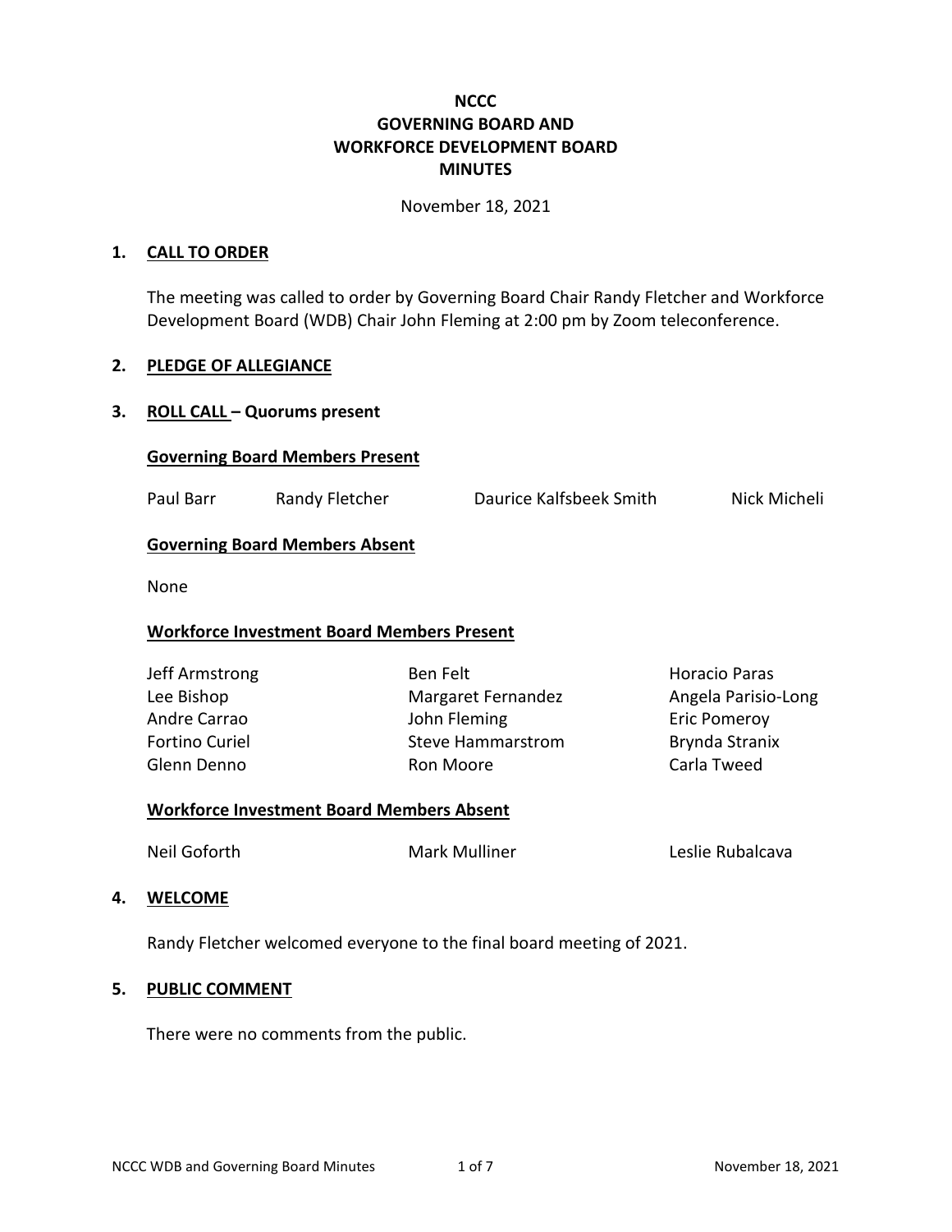# NCCC
# GOVERNING BOARD AND
# WORKFORCE DEVELOPMENT BOARD
# MINUTES

November 18, 2021

## 1. CALL TO ORDER

The meeting was called to order by Governing Board Chair Randy Fletcher and Workforce Development Board (WDB) Chair John Fleming at 2:00 pm by Zoom teleconference.

## 2. PLEDGE OF ALLEGIANCE

## 3. ROLL CALL – Quorums present

**Governing Board Members Present**

| | | | |
|---|---|---|---|
| Paul Barr | Randy Fletcher | Daurice Kalfsbeek Smith | Nick Micheli |

**Governing Board Members Absent**

None

**Workforce Investment Board Members Present**

| | | |
|---|---|---|
| Jeff Armstrong | Ben Felt | Horacio Paras |
| Lee Bishop | Margaret Fernandez | Angela Parisio-Long |
| Andre Carrao | John Fleming | Eric Pomeroy |
| Fortino Curiel | Steve Hammarstrom | Brynda Stranix |
| Glenn Denno | Ron Moore | Carla Tweed |

**Workforce Investment Board Members Absent**

| | | |
|---|---|---|
| Neil Goforth | Mark Mulliner | Leslie Rubalcava |

## 4. WELCOME

Randy Fletcher welcomed everyone to the final board meeting of 2021.

## 5. PUBLIC COMMENT

There were no comments from the public.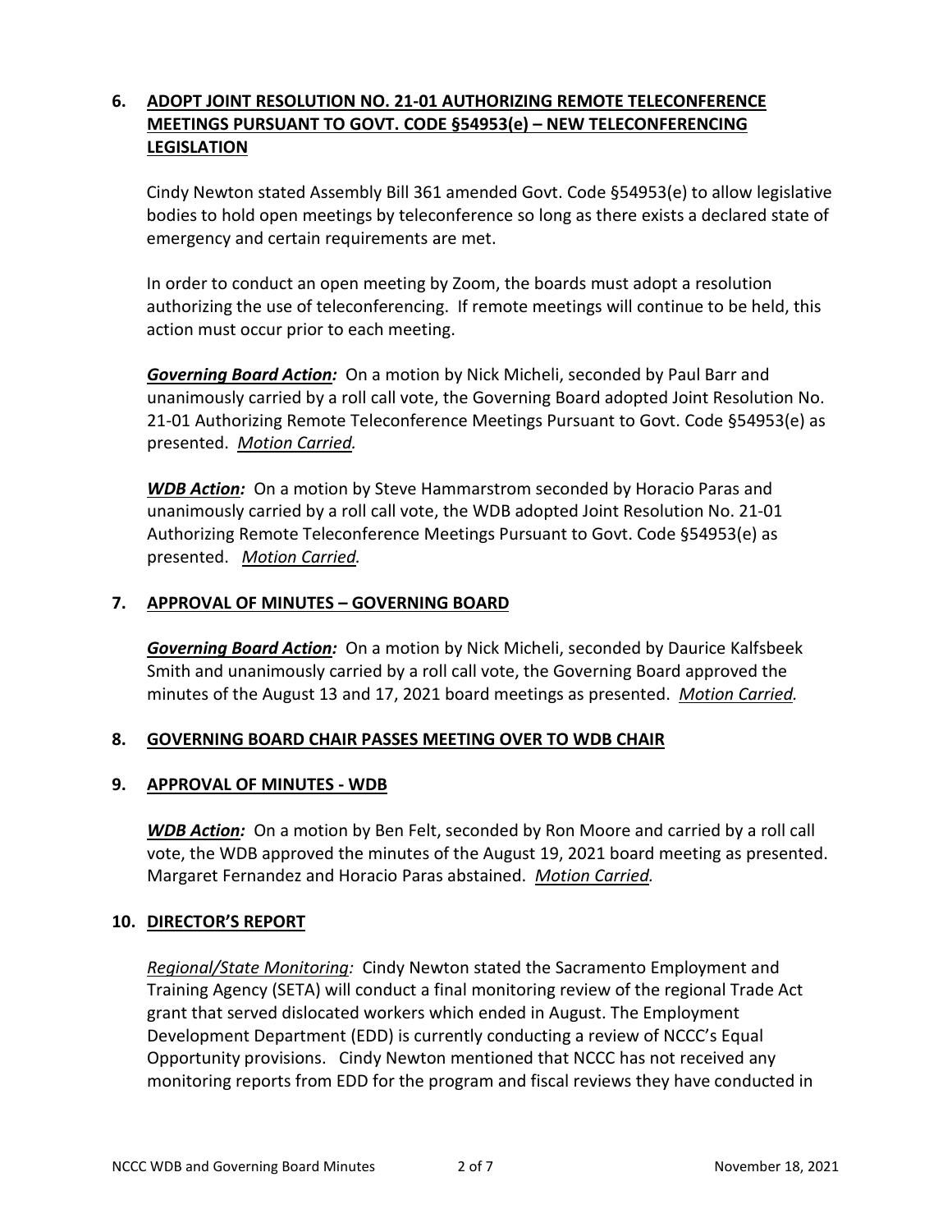## 6. ADOPT JOINT RESOLUTION NO. 21-01 AUTHORIZING REMOTE TELECONFERENCE MEETINGS PURSUANT TO GOVT. CODE §54953(e) – NEW TELECONFERENCING LEGISLATION

Cindy Newton stated Assembly Bill 361 amended Govt. Code §54953(e) to allow legislative bodies to hold open meetings by teleconference so long as there exists a declared state of emergency and certain requirements are met.

In order to conduct an open meeting by Zoom, the boards must adopt a resolution authorizing the use of teleconferencing. If remote meetings will continue to be held, this action must occur prior to each meeting.

***Governing Board Action:*** On a motion by Nick Micheli, seconded by Paul Barr and unanimously carried by a roll call vote, the Governing Board adopted Joint Resolution No. 21-01 Authorizing Remote Teleconference Meetings Pursuant to Govt. Code §54953(e) as presented. *Motion Carried.*

***WDB Action:*** On a motion by Steve Hammarstrom seconded by Horacio Paras and unanimously carried by a roll call vote, the WDB adopted Joint Resolution No. 21-01 Authorizing Remote Teleconference Meetings Pursuant to Govt. Code §54953(e) as presented. *Motion Carried.*

## 7. APPROVAL OF MINUTES – GOVERNING BOARD

***Governing Board Action:*** On a motion by Nick Micheli, seconded by Daurice Kalfsbeek Smith and unanimously carried by a roll call vote, the Governing Board approved the minutes of the August 13 and 17, 2021 board meetings as presented. *Motion Carried.*

## 8. GOVERNING BOARD CHAIR PASSES MEETING OVER TO WDB CHAIR

## 9. APPROVAL OF MINUTES - WDB

***WDB Action:*** On a motion by Ben Felt, seconded by Ron Moore and carried by a roll call vote, the WDB approved the minutes of the August 19, 2021 board meeting as presented. Margaret Fernandez and Horacio Paras abstained. *Motion Carried.*

## 10. DIRECTOR'S REPORT

*Regional/State Monitoring:* Cindy Newton stated the Sacramento Employment and Training Agency (SETA) will conduct a final monitoring review of the regional Trade Act grant that served dislocated workers which ended in August. The Employment Development Department (EDD) is currently conducting a review of NCCC's Equal Opportunity provisions. Cindy Newton mentioned that NCCC has not received any monitoring reports from EDD for the program and fiscal reviews they have conducted in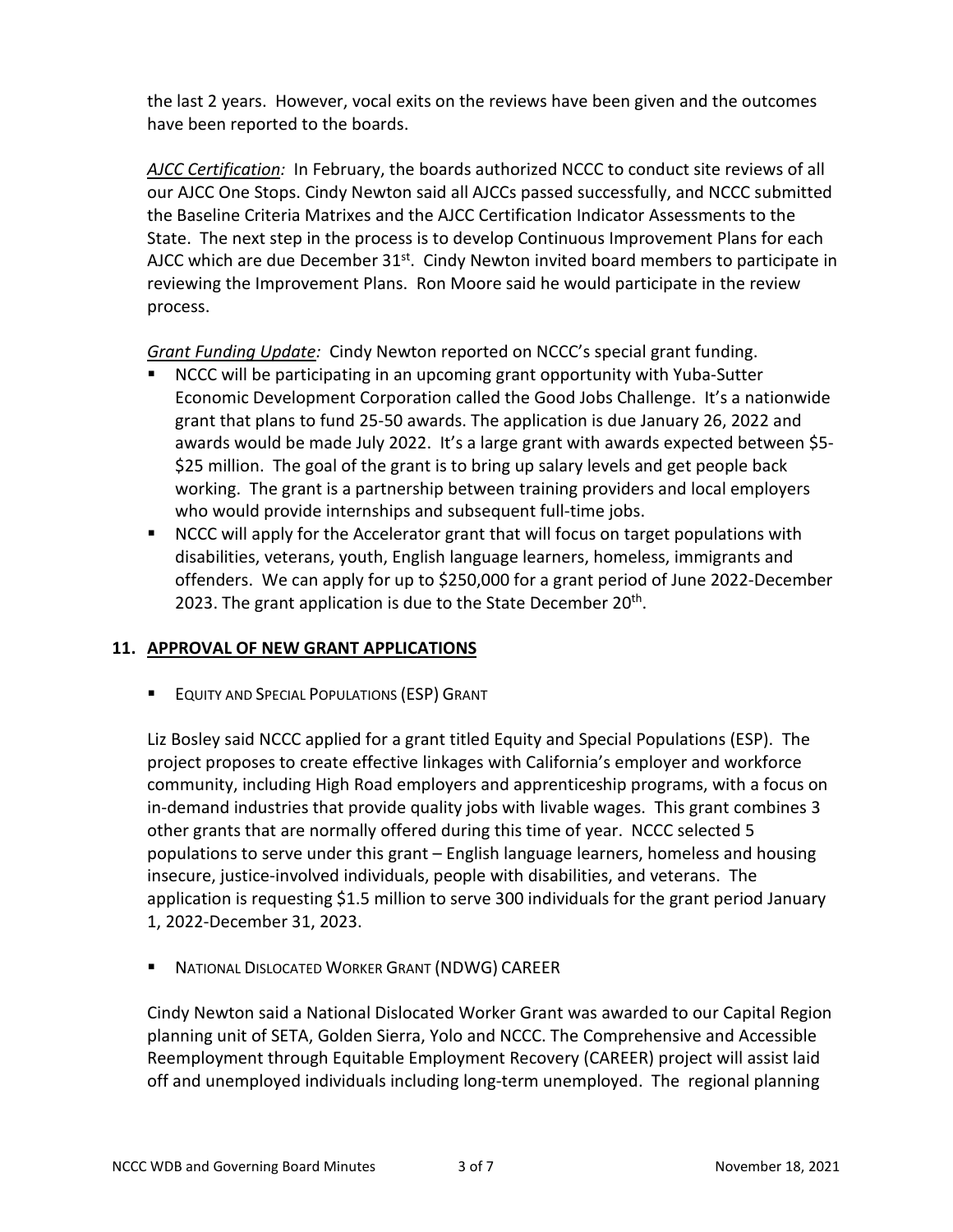the last 2 years. However, vocal exits on the reviews have been given and the outcomes have been reported to the boards.

*AJCC Certification:* In February, the boards authorized NCCC to conduct site reviews of all our AJCC One Stops. Cindy Newton said all AJCCs passed successfully, and NCCC submitted the Baseline Criteria Matrixes and the AJCC Certification Indicator Assessments to the State. The next step in the process is to develop Continuous Improvement Plans for each AJCC which are due December 31st. Cindy Newton invited board members to participate in reviewing the Improvement Plans. Ron Moore said he would participate in the review process.

*Grant Funding Update:* Cindy Newton reported on NCCC's special grant funding.

- NCCC will be participating in an upcoming grant opportunity with Yuba-Sutter Economic Development Corporation called the Good Jobs Challenge. It's a nationwide grant that plans to fund 25-50 awards. The application is due January 26, 2022 and awards would be made July 2022. It's a large grant with awards expected between $5-$25 million. The goal of the grant is to bring up salary levels and get people back working. The grant is a partnership between training providers and local employers who would provide internships and subsequent full-time jobs.
- NCCC will apply for the Accelerator grant that will focus on target populations with disabilities, veterans, youth, English language learners, homeless, immigrants and offenders. We can apply for up to $250,000 for a grant period of June 2022-December 2023. The grant application is due to the State December 20th.

## 11. APPROVAL OF NEW GRANT APPLICATIONS

- EQUITY AND SPECIAL POPULATIONS (ESP) GRANT

Liz Bosley said NCCC applied for a grant titled Equity and Special Populations (ESP). The project proposes to create effective linkages with California's employer and workforce community, including High Road employers and apprenticeship programs, with a focus on in-demand industries that provide quality jobs with livable wages. This grant combines 3 other grants that are normally offered during this time of year. NCCC selected 5 populations to serve under this grant – English language learners, homeless and housing insecure, justice-involved individuals, people with disabilities, and veterans. The application is requesting $1.5 million to serve 300 individuals for the grant period January 1, 2022-December 31, 2023.

- NATIONAL DISLOCATED WORKER GRANT (NDWG) CAREER

Cindy Newton said a National Dislocated Worker Grant was awarded to our Capital Region planning unit of SETA, Golden Sierra, Yolo and NCCC. The Comprehensive and Accessible Reemployment through Equitable Employment Recovery (CAREER) project will assist laid off and unemployed individuals including long-term unemployed. The regional planning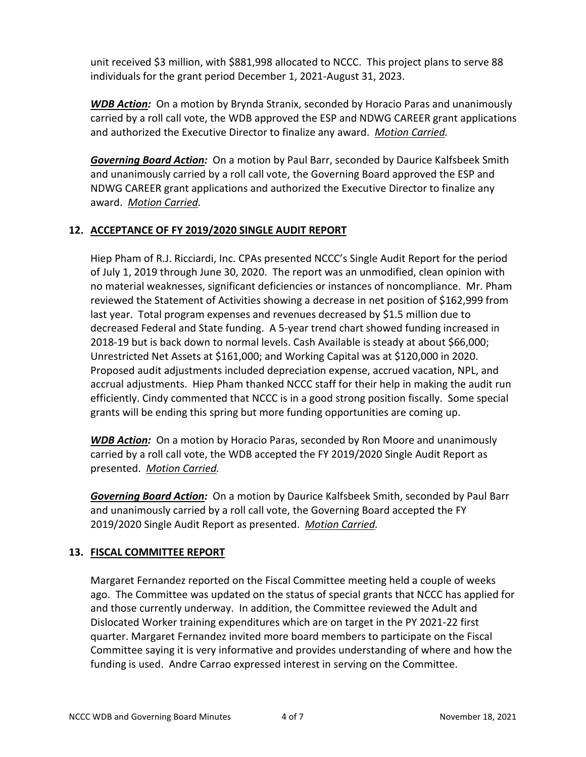unit received $3 million, with $881,998 allocated to NCCC. This project plans to serve 88 individuals for the grant period December 1, 2021-August 31, 2023.

***WDB Action:*** On a motion by Brynda Stranix, seconded by Horacio Paras and unanimously carried by a roll call vote, the WDB approved the ESP and NDWG CAREER grant applications and authorized the Executive Director to finalize any award. *Motion Carried.*

***Governing Board Action:*** On a motion by Paul Barr, seconded by Daurice Kalfsbeek Smith and unanimously carried by a roll call vote, the Governing Board approved the ESP and NDWG CAREER grant applications and authorized the Executive Director to finalize any award. *Motion Carried.*

## 12. ACCEPTANCE OF FY 2019/2020 SINGLE AUDIT REPORT

Hiep Pham of R.J. Ricciardi, Inc. CPAs presented NCCC's Single Audit Report for the period of July 1, 2019 through June 30, 2020. The report was an unmodified, clean opinion with no material weaknesses, significant deficiencies or instances of noncompliance. Mr. Pham reviewed the Statement of Activities showing a decrease in net position of $162,999 from last year. Total program expenses and revenues decreased by $1.5 million due to decreased Federal and State funding. A 5-year trend chart showed funding increased in 2018-19 but is back down to normal levels. Cash Available is steady at about $66,000; Unrestricted Net Assets at $161,000; and Working Capital was at $120,000 in 2020. Proposed audit adjustments included depreciation expense, accrued vacation, NPL, and accrual adjustments. Hiep Pham thanked NCCC staff for their help in making the audit run efficiently. Cindy commented that NCCC is in a good strong position fiscally. Some special grants will be ending this spring but more funding opportunities are coming up.

***WDB Action:*** On a motion by Horacio Paras, seconded by Ron Moore and unanimously carried by a roll call vote, the WDB accepted the FY 2019/2020 Single Audit Report as presented. *Motion Carried.*

***Governing Board Action:*** On a motion by Daurice Kalfsbeek Smith, seconded by Paul Barr and unanimously carried by a roll call vote, the Governing Board accepted the FY 2019/2020 Single Audit Report as presented. *Motion Carried.*

## 13. FISCAL COMMITTEE REPORT

Margaret Fernandez reported on the Fiscal Committee meeting held a couple of weeks ago. The Committee was updated on the status of special grants that NCCC has applied for and those currently underway. In addition, the Committee reviewed the Adult and Dislocated Worker training expenditures which are on target in the PY 2021-22 first quarter. Margaret Fernandez invited more board members to participate on the Fiscal Committee saying it is very informative and provides understanding of where and how the funding is used. Andre Carrao expressed interest in serving on the Committee.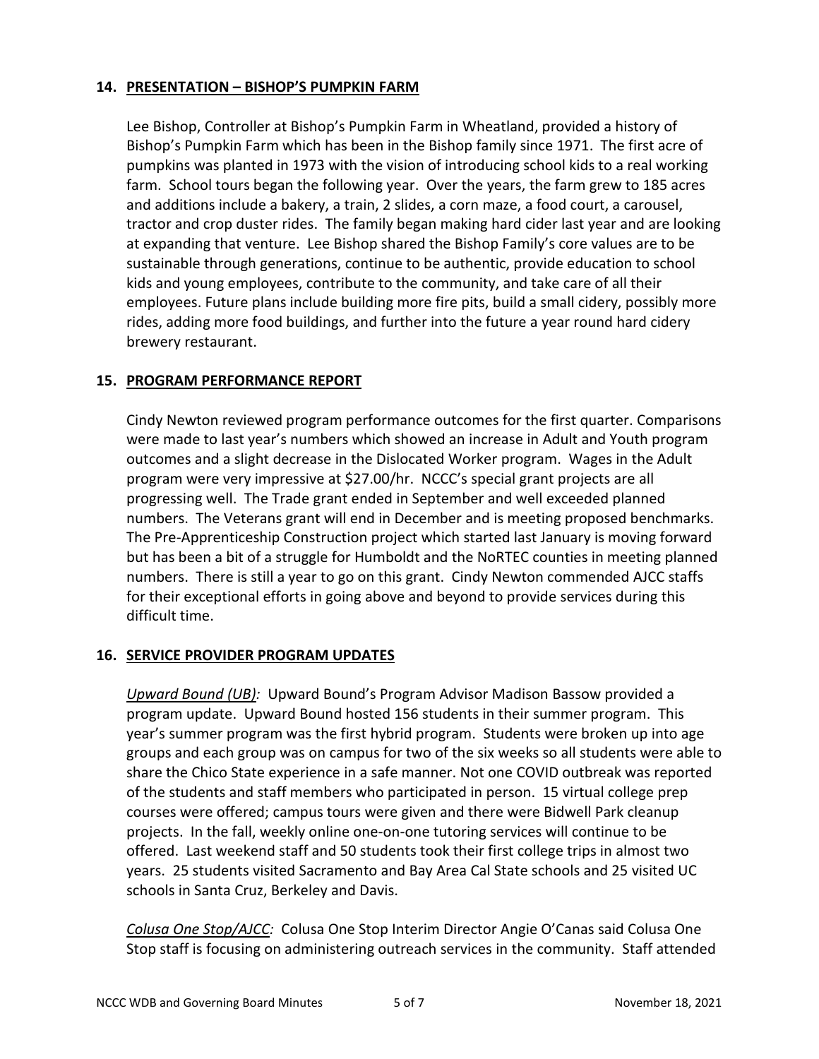## 14. PRESENTATION – BISHOP'S PUMPKIN FARM

Lee Bishop, Controller at Bishop's Pumpkin Farm in Wheatland, provided a history of Bishop's Pumpkin Farm which has been in the Bishop family since 1971. The first acre of pumpkins was planted in 1973 with the vision of introducing school kids to a real working farm. School tours began the following year. Over the years, the farm grew to 185 acres and additions include a bakery, a train, 2 slides, a corn maze, a food court, a carousel, tractor and crop duster rides. The family began making hard cider last year and are looking at expanding that venture. Lee Bishop shared the Bishop Family's core values are to be sustainable through generations, continue to be authentic, provide education to school kids and young employees, contribute to the community, and take care of all their employees. Future plans include building more fire pits, build a small cidery, possibly more rides, adding more food buildings, and further into the future a year round hard cidery brewery restaurant.

## 15. PROGRAM PERFORMANCE REPORT

Cindy Newton reviewed program performance outcomes for the first quarter. Comparisons were made to last year's numbers which showed an increase in Adult and Youth program outcomes and a slight decrease in the Dislocated Worker program. Wages in the Adult program were very impressive at $27.00/hr. NCCC's special grant projects are all progressing well. The Trade grant ended in September and well exceeded planned numbers. The Veterans grant will end in December and is meeting proposed benchmarks. The Pre-Apprenticeship Construction project which started last January is moving forward but has been a bit of a struggle for Humboldt and the NoRTEC counties in meeting planned numbers. There is still a year to go on this grant. Cindy Newton commended AJCC staffs for their exceptional efforts in going above and beyond to provide services during this difficult time.

## 16. SERVICE PROVIDER PROGRAM UPDATES

*Upward Bound (UB):* Upward Bound's Program Advisor Madison Bassow provided a program update. Upward Bound hosted 156 students in their summer program. This year's summer program was the first hybrid program. Students were broken up into age groups and each group was on campus for two of the six weeks so all students were able to share the Chico State experience in a safe manner. Not one COVID outbreak was reported of the students and staff members who participated in person. 15 virtual college prep courses were offered; campus tours were given and there were Bidwell Park cleanup projects. In the fall, weekly online one-on-one tutoring services will continue to be offered. Last weekend staff and 50 students took their first college trips in almost two years. 25 students visited Sacramento and Bay Area Cal State schools and 25 visited UC schools in Santa Cruz, Berkeley and Davis.

*Colusa One Stop/AJCC:* Colusa One Stop Interim Director Angie O'Canas said Colusa One Stop staff is focusing on administering outreach services in the community. Staff attended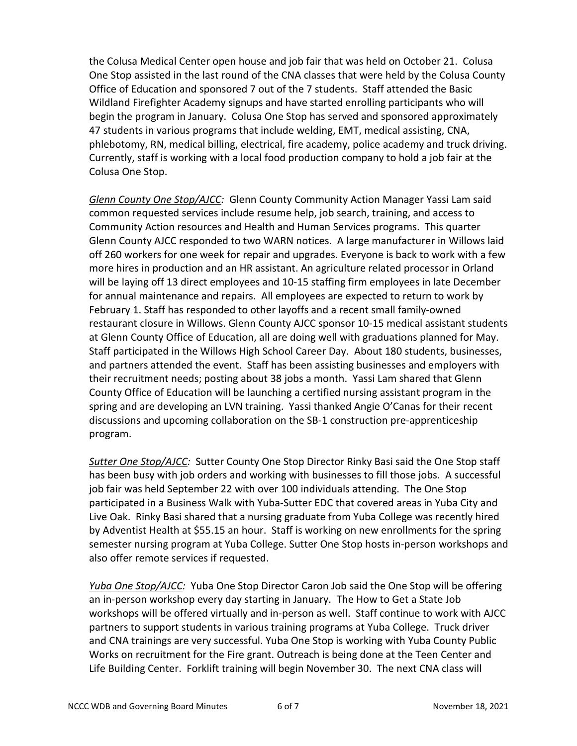the Colusa Medical Center open house and job fair that was held on October 21. Colusa One Stop assisted in the last round of the CNA classes that were held by the Colusa County Office of Education and sponsored 7 out of the 7 students. Staff attended the Basic Wildland Firefighter Academy signups and have started enrolling participants who will begin the program in January. Colusa One Stop has served and sponsored approximately 47 students in various programs that include welding, EMT, medical assisting, CNA, phlebotomy, RN, medical billing, electrical, fire academy, police academy and truck driving. Currently, staff is working with a local food production company to hold a job fair at the Colusa One Stop.

*<u>Glenn County One Stop/AJCC</u>:* Glenn County Community Action Manager Yassi Lam said common requested services include resume help, job search, training, and access to Community Action resources and Health and Human Services programs. This quarter Glenn County AJCC responded to two WARN notices. A large manufacturer in Willows laid off 260 workers for one week for repair and upgrades. Everyone is back to work with a few more hires in production and an HR assistant. An agriculture related processor in Orland will be laying off 13 direct employees and 10-15 staffing firm employees in late December for annual maintenance and repairs. All employees are expected to return to work by February 1. Staff has responded to other layoffs and a recent small family-owned restaurant closure in Willows. Glenn County AJCC sponsor 10-15 medical assistant students at Glenn County Office of Education, all are doing well with graduations planned for May. Staff participated in the Willows High School Career Day. About 180 students, businesses, and partners attended the event. Staff has been assisting businesses and employers with their recruitment needs; posting about 38 jobs a month. Yassi Lam shared that Glenn County Office of Education will be launching a certified nursing assistant program in the spring and are developing an LVN training. Yassi thanked Angie O'Canas for their recent discussions and upcoming collaboration on the SB-1 construction pre-apprenticeship program.

*<u>Sutter One Stop/AJCC</u>:* Sutter County One Stop Director Rinky Basi said the One Stop staff has been busy with job orders and working with businesses to fill those jobs. A successful job fair was held September 22 with over 100 individuals attending. The One Stop participated in a Business Walk with Yuba-Sutter EDC that covered areas in Yuba City and Live Oak. Rinky Basi shared that a nursing graduate from Yuba College was recently hired by Adventist Health at $55.15 an hour. Staff is working on new enrollments for the spring semester nursing program at Yuba College. Sutter One Stop hosts in-person workshops and also offer remote services if requested.

*<u>Yuba One Stop/AJCC</u>:* Yuba One Stop Director Caron Job said the One Stop will be offering an in-person workshop every day starting in January. The How to Get a State Job workshops will be offered virtually and in-person as well. Staff continue to work with AJCC partners to support students in various training programs at Yuba College. Truck driver and CNA trainings are very successful. Yuba One Stop is working with Yuba County Public Works on recruitment for the Fire grant. Outreach is being done at the Teen Center and Life Building Center. Forklift training will begin November 30. The next CNA class will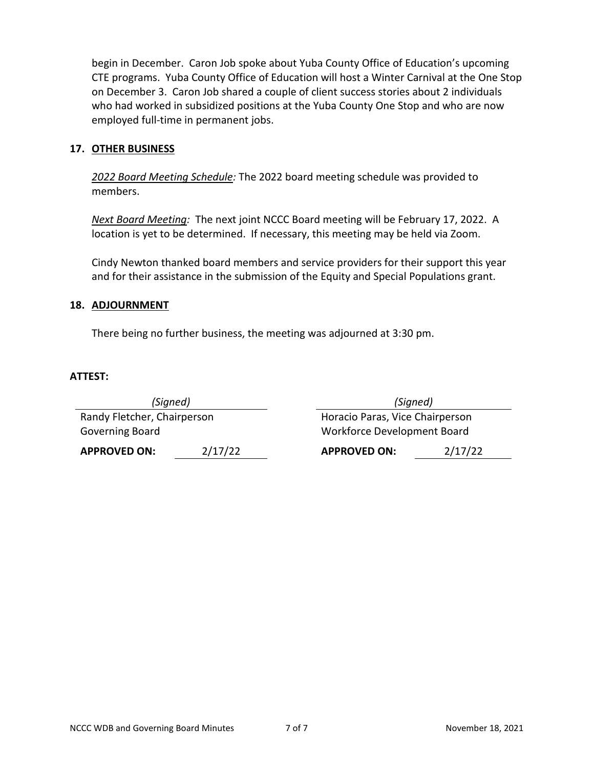begin in December. Caron Job spoke about Yuba County Office of Education's upcoming CTE programs. Yuba County Office of Education will host a Winter Carnival at the One Stop on December 3. Caron Job shared a couple of client success stories about 2 individuals who had worked in subsidized positions at the Yuba County One Stop and who are now employed full-time in permanent jobs.

**17. OTHER BUSINESS**

*2022 Board Meeting Schedule:* The 2022 board meeting schedule was provided to members.

*Next Board Meeting:* The next joint NCCC Board meeting will be February 17, 2022. A location is yet to be determined. If necessary, this meeting may be held via Zoom.

Cindy Newton thanked board members and service providers for their support this year and for their assistance in the submission of the Equity and Special Populations grant.

**18. ADJOURNMENT**

There being no further business, the meeting was adjourned at 3:30 pm.

**ATTEST:**

| | |
|---|---|
| *(Signed)* | *(Signed)* |
| Randy Fletcher, Chairperson<br>Governing Board | Horacio Paras, Vice Chairperson<br>Workforce Development Board |
| **APPROVED ON:** 2/17/22 | **APPROVED ON:** 2/17/22 |